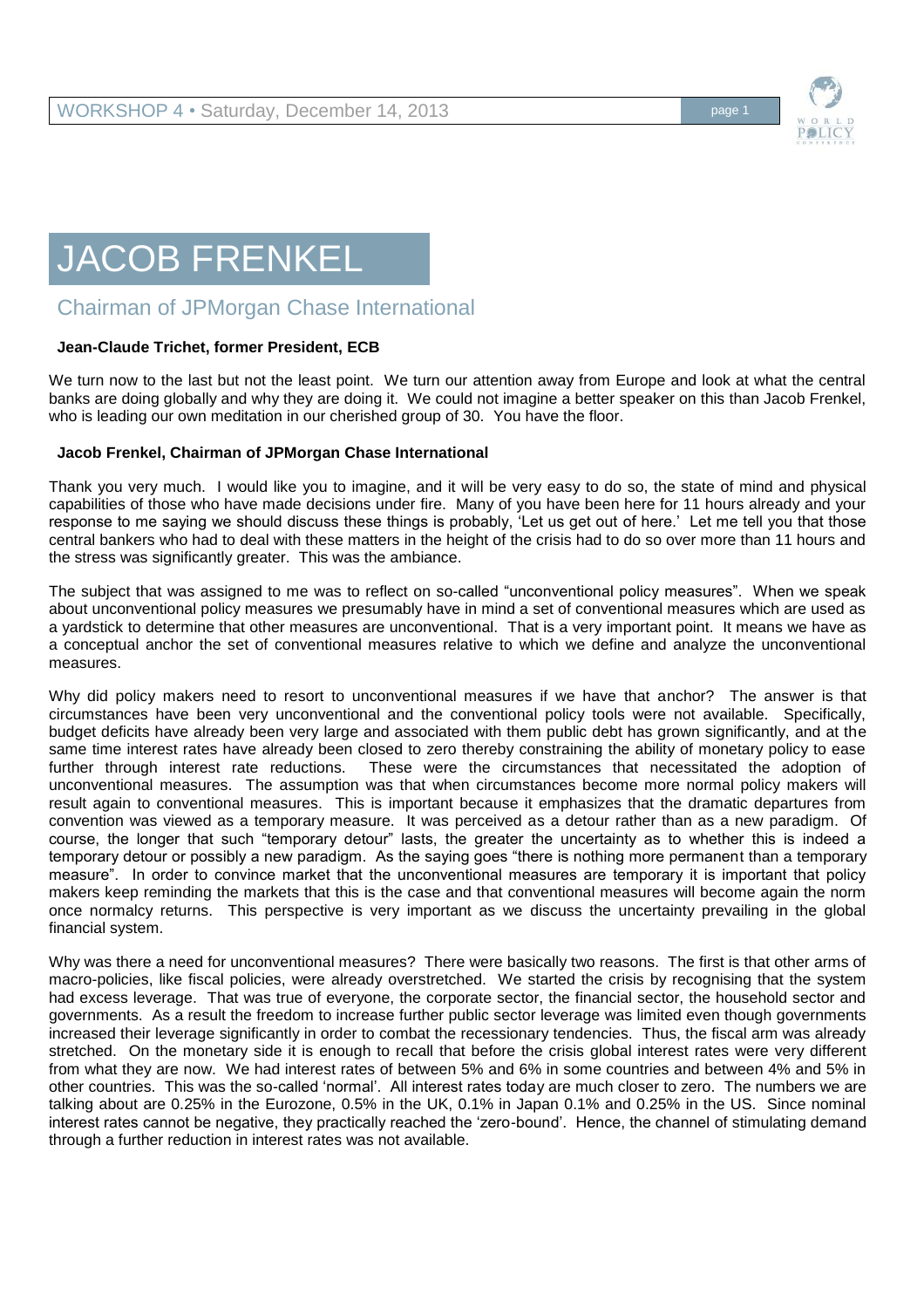# JACOB FRENKEL

## Chairman of JPMorgan Chase International

**Jean-Claude Trichet, former President, ECB**

We turn now to the last but not the least point. We turn our attention away from Europe and look at what the central banks are doing globally and why they are doing it. We could not imagine a better speaker on this than Jacob Frenkel, who is leading our own meditation in our cherished group of 30. You have the floor.

**Jacob Frenkel, Chairman of JPMorgan Chase International**

Thank you very much. I would like you to imagine, and it will be very easy to do so, the state of mind and physical capabilities of those who have made decisions under fire. Many of you have been here for 11 hours already and your response to me saying we should discuss these things is probably, 'Let us get out of here.' Let me tell you that those central bankers who had to deal with these matters in the height of the crisis had to do so over more than 11 hours and the stress was significantly greater. This was the ambiance.

The subject that was assigned to me was to reflect on so-called "unconventional policy measures". When we speak about unconventional policy measures we presumably have in mind a set of conventional measures which are used as a yardstick to determine that other measures are unconventional. That is a very important point. It means we have as a conceptual anchor the set of conventional measures relative to which we define and analyze the unconventional measures.

Why did policy makers need to resort to unconventional measures if we have that anchor? The answer is that circumstances have been very unconventional and the conventional policy tools were not available. Specifically, budget deficits have already been very large and associated with them public debt has grown significantly, and at the same time interest rates have already been closed to zero thereby constraining the ability of monetary policy to ease further through interest rate reductions. These were the circumstances that necessitated the adoption of unconventional measures. The assumption was that when circumstances become more normal policy makers will result again to conventional measures. This is important because it emphasizes that the dramatic departures from convention was viewed as a temporary measure. It was perceived as a detour rather than as a new paradigm. Of course, the longer that such "temporary detour" lasts, the greater the uncertainty as to whether this is indeed a temporary detour or possibly a new paradigm. As the saying goes "there is nothing more permanent than a temporary measure". In order to convince market that the unconventional measures are temporary it is important that policy makers keep reminding the markets that this is the case and that conventional measures will become again the norm once normalcy returns. This perspective is very important as we discuss the uncertainty prevailing in the global financial system.

Why was there a need for unconventional measures? There were basically two reasons. The first is that other arms of macro-policies, like fiscal policies, were already overstretched. We started the crisis by recognising that the system had excess leverage. That was true of everyone, the corporate sector, the financial sector, the household sector and governments. As a result the freedom to increase further public sector leverage was limited even though governments increased their leverage significantly in order to combat the recessionary tendencies. Thus, the fiscal arm was already stretched. On the monetary side it is enough to recall that before the crisis global interest rates were very different from what they are now. We had interest rates of between 5% and 6% in some countries and between 4% and 5% in other countries. This was the so-called 'normal'. All interest rates today are much closer to zero. The numbers we are talking about are 0.25% in the Eurozone, 0.5% in the UK, 0.1% in Japan 0.1% and 0.25% in the US. Since nominal interest rates cannot be negative, they practically reached the 'zero-bound'. Hence, the channel of stimulating demand through a further reduction in interest rates was not available.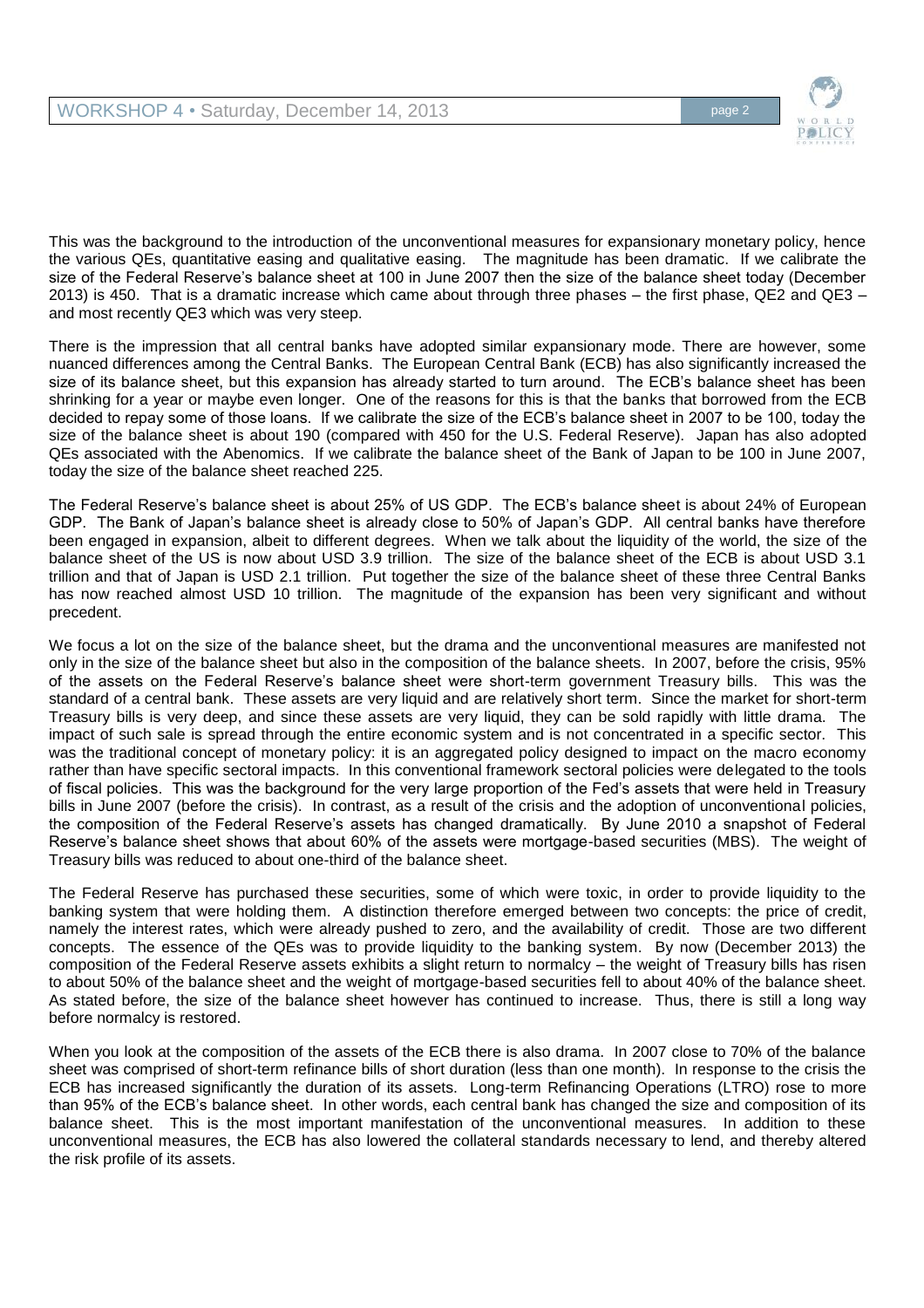This was the background to the introduction of the unconventional measures for expansionary monetary policy, hence the various QEs, quantitative easing and qualitative easing. The magnitude has been dramatic. If we calibrate the size of the Federal Reserve's balance sheet at 100 in June 2007 then the size of the balance sheet today (December 2013) is 450. That is a dramatic increase which came about through three phases – the first phase, QE2 and QE3 – and most recently QE3 which was very steep.

There is the impression that all central banks have adopted similar expansionary mode. There are however, some nuanced differences among the Central Banks. The European Central Bank (ECB) has also significantly increased the size of its balance sheet, but this expansion has already started to turn around. The ECB's balance sheet has been shrinking for a year or maybe even longer. One of the reasons for this is that the banks that borrowed from the ECB decided to repay some of those loans. If we calibrate the size of the ECB's balance sheet in 2007 to be 100, today the size of the balance sheet is about 190 (compared with 450 for the U.S. Federal Reserve). Japan has also adopted QEs associated with the Abenomics. If we calibrate the balance sheet of the Bank of Japan to be 100 in June 2007, today the size of the balance sheet reached 225.

The Federal Reserve's balance sheet is about 25% of US GDP. The ECB's balance sheet is about 24% of European GDP. The Bank of Japan's balance sheet is already close to 50% of Japan's GDP. All central banks have therefore been engaged in expansion, albeit to different degrees. When we talk about the liquidity of the world, the size of the balance sheet of the US is now about USD 3.9 trillion. The size of the balance sheet of the ECB is about USD 3.1 trillion and that of Japan is USD 2.1 trillion. Put together the size of the balance sheet of these three Central Banks has now reached almost USD 10 trillion. The magnitude of the expansion has been very significant and without precedent.

We focus a lot on the size of the balance sheet, but the drama and the unconventional measures are manifested not only in the size of the balance sheet but also in the composition of the balance sheets. In 2007, before the crisis, 95% of the assets on the Federal Reserve's balance sheet were short-term government Treasury bills. This was the standard of a central bank. These assets are very liquid and are relatively short term. Since the market for short-term Treasury bills is very deep, and since these assets are very liquid, they can be sold rapidly with little drama. The impact of such sale is spread through the entire economic system and is not concentrated in a specific sector. This was the traditional concept of monetary policy: it is an aggregated policy designed to impact on the macro economy rather than have specific sectoral impacts. In this conventional framework sectoral policies were delegated to the tools of fiscal policies. This was the background for the very large proportion of the Fed's assets that were held in Treasury bills in June 2007 (before the crisis). In contrast, as a result of the crisis and the adoption of unconventional policies, the composition of the Federal Reserve's assets has changed dramatically. By June 2010 a snapshot of Federal Reserve's balance sheet shows that about 60% of the assets were mortgage-based securities (MBS). The weight of Treasury bills was reduced to about one-third of the balance sheet.

The Federal Reserve has purchased these securities, some of which were toxic, in order to provide liquidity to the banking system that were holding them. A distinction therefore emerged between two concepts: the price of credit, namely the interest rates, which were already pushed to zero, and the availability of credit. Those are two different concepts. The essence of the QEs was to provide liquidity to the banking system. By now (December 2013) the composition of the Federal Reserve assets exhibits a slight return to normalcy – the weight of Treasury bills has risen to about 50% of the balance sheet and the weight of mortgage-based securities fell to about 40% of the balance sheet. As stated before, the size of the balance sheet however has continued to increase. Thus, there is still a long way before normalcy is restored.

When you look at the composition of the assets of the ECB there is also drama. In 2007 close to 70% of the balance sheet was comprised of short-term refinance bills of short duration (less than one month). In response to the crisis the ECB has increased significantly the duration of its assets. Long-term Refinancing Operations (LTRO) rose to more than 95% of the ECB's balance sheet. In other words, each central bank has changed the size and composition of its balance sheet. This is the most important manifestation of the unconventional measures. In addition to these unconventional measures, the ECB has also lowered the collateral standards necessary to lend, and thereby altered the risk profile of its assets.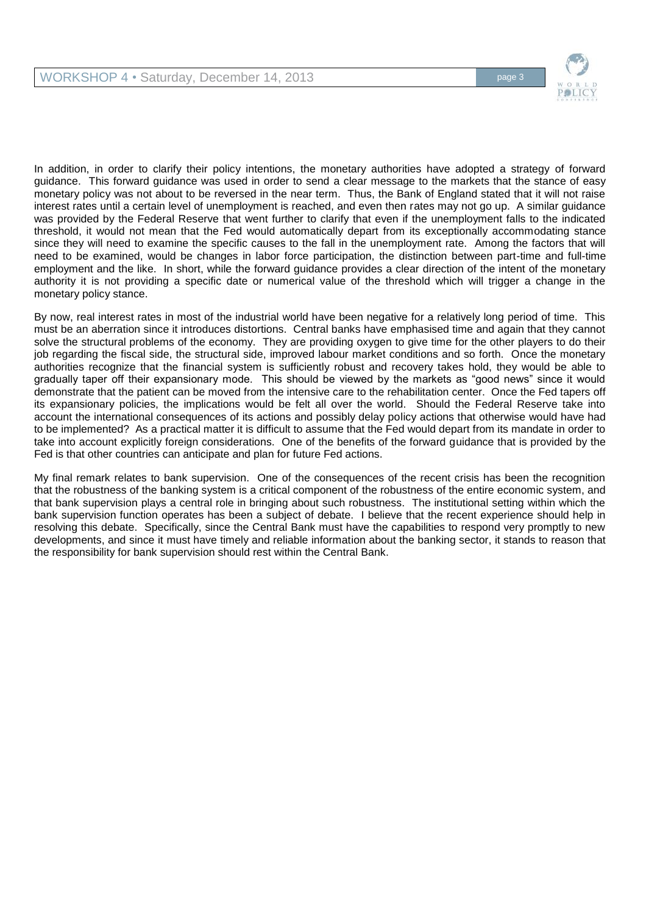In addition, in order to clarify their policy intentions, the monetary authorities have adopted a strategy of forward guidance. This forward guidance was used in order to send a clear message to the markets that the stance of easy monetary policy was not about to be reversed in the near term. Thus, the Bank of England stated that it will not raise interest rates until a certain level of unemployment is reached, and even then rates may not go up. A similar guidance was provided by the Federal Reserve that went further to clarify that even if the unemployment falls to the indicated threshold, it would not mean that the Fed would automatically depart from its exceptionally accommodating stance since they will need to examine the specific causes to the fall in the unemployment rate. Among the factors that will need to be examined, would be changes in labor force participation, the distinction between part-time and full-time employment and the like. In short, while the forward guidance provides a clear direction of the intent of the monetary authority it is not providing a specific date or numerical value of the threshold which will trigger a change in the monetary policy stance.

By now, real interest rates in most of the industrial world have been negative for a relatively long period of time. This must be an aberration since it introduces distortions. Central banks have emphasised time and again that they cannot solve the structural problems of the economy. They are providing oxygen to give time for the other players to do their job regarding the fiscal side, the structural side, improved labour market conditions and so forth. Once the monetary authorities recognize that the financial system is sufficiently robust and recovery takes hold, they would be able to gradually taper off their expansionary mode. This should be viewed by the markets as "good news" since it would demonstrate that the patient can be moved from the intensive care to the rehabilitation center. Once the Fed tapers off its expansionary policies, the implications would be felt all over the world. Should the Federal Reserve take into account the international consequences of its actions and possibly delay policy actions that otherwise would have had to be implemented? As a practical matter it is difficult to assume that the Fed would depart from its mandate in order to take into account explicitly foreign considerations. One of the benefits of the forward guidance that is provided by the Fed is that other countries can anticipate and plan for future Fed actions.

My final remark relates to bank supervision. One of the consequences of the recent crisis has been the recognition that the robustness of the banking system is a critical component of the robustness of the entire economic system, and that bank supervision plays a central role in bringing about such robustness. The institutional setting within which the bank supervision function operates has been a subject of debate. I believe that the recent experience should help in resolving this debate. Specifically, since the Central Bank must have the capabilities to respond very promptly to new developments, and since it must have timely and reliable information about the banking sector, it stands to reason that the responsibility for bank supervision should rest within the Central Bank.